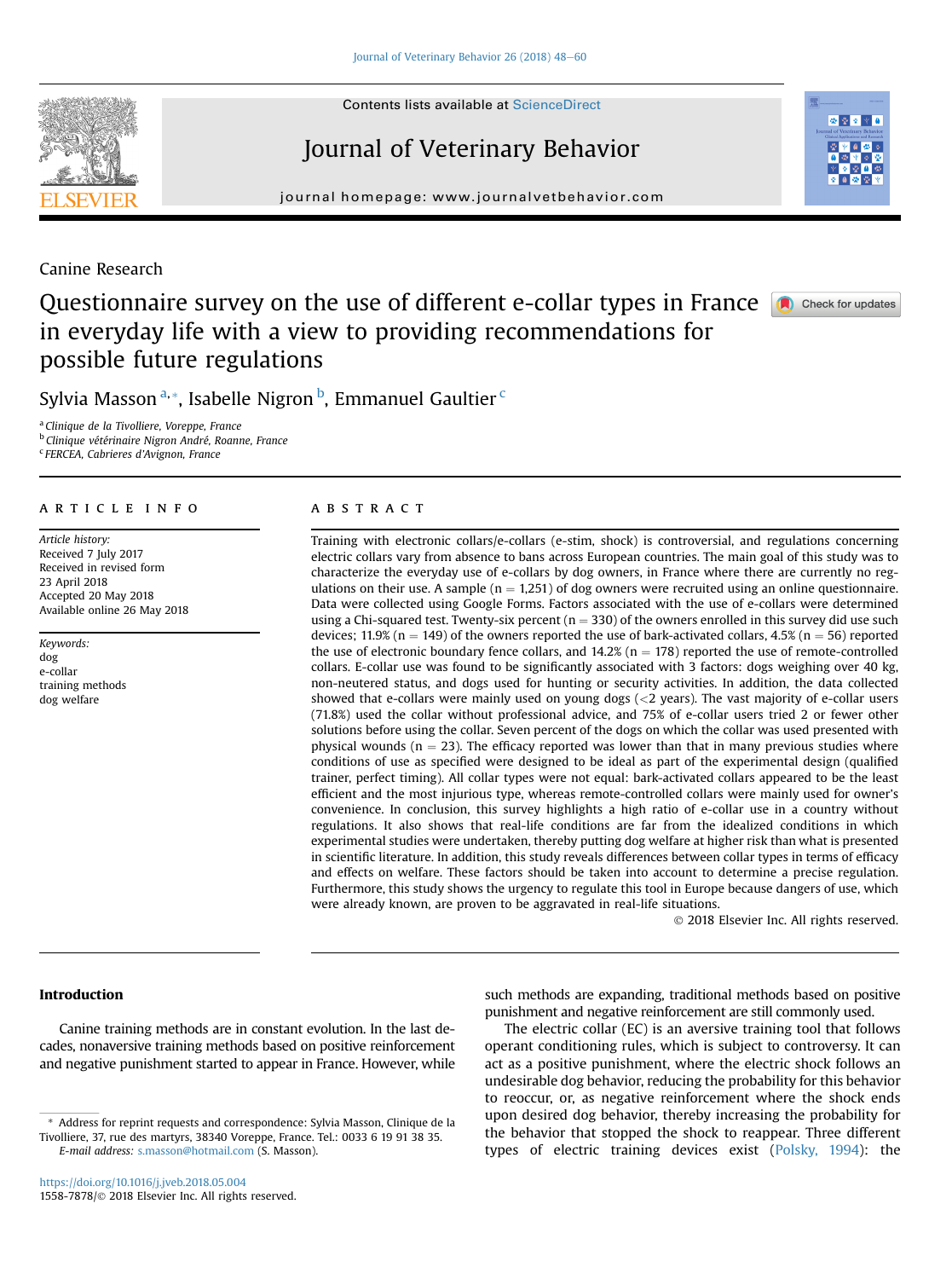Canine Research

# Questionnaire survey on the use of different e-collar types in France in everyday life with a view to providing recommendations for possible future regulations

Sylvia Masson [a,*], Isabelle Nigron [b], Emmanuel Gaultier [c]

[a] Clinique de la Tivolliere, Voreppe, France
[b] Clinique vétérinaire Nigron André, Roanne, France
[c] FERCEA, Cabrieres d'Avignon, France

## ARTICLE INFO

*Article history:*
Received 7 July 2017
Received in revised form
23 April 2018
Accepted 20 May 2018
Available online 26 May 2018

*Keywords:*
dog
e-collar
training methods
dog welfare

## ABSTRACT

Training with electronic collars/e-collars (e-stim, shock) is controversial, and regulations concerning electric collars vary from absence to bans across European countries. The main goal of this study was to characterize the everyday use of e-collars by dog owners, in France where there are currently no regulations on their use. A sample (n = 1,251) of dog owners were recruited using an online questionnaire. Data were collected using Google Forms. Factors associated with the use of e-collars were determined using a Chi-squared test. Twenty-six percent (n = 330) of the owners enrolled in this survey did use such devices; 11.9% (n = 149) of the owners reported the use of bark-activated collars, 4.5% (n = 56) reported the use of electronic boundary fence collars, and 14.2% (n = 178) reported the use of remote-controlled collars. E-collar use was found to be significantly associated with 3 factors: dogs weighing over 40 kg, non-neutered status, and dogs used for hunting or security activities. In addition, the data collected showed that e-collars were mainly used on young dogs (<2 years). The vast majority of e-collar users (71.8%) used the collar without professional advice, and 75% of e-collar users tried 2 or fewer other solutions before using the collar. Seven percent of the dogs on which the collar was used presented with physical wounds (n = 23). The efficacy reported was lower than that in many previous studies where conditions of use as specified were designed to be ideal as part of the experimental design (qualified trainer, perfect timing). All collar types were not equal: bark-activated collars appeared to be the least efficient and the most injurious type, whereas remote-controlled collars were mainly used for owner's convenience. In conclusion, this survey highlights a high ratio of e-collar use in a country without regulations. It also shows that real-life conditions are far from the idealized conditions in which experimental studies were undertaken, thereby putting dog welfare at higher risk than what is presented in scientific literature. In addition, this study reveals differences between collar types in terms of efficacy and effects on welfare. These factors should be taken into account to determine a precise regulation. Furthermore, this study shows the urgency to regulate this tool in Europe because dangers of use, which were already known, are proven to be aggravated in real-life situations.

© 2018 Elsevier Inc. All rights reserved.

## Introduction

Canine training methods are in constant evolution. In the last decades, nonaversive training methods based on positive reinforcement and negative punishment started to appear in France. However, while such methods are expanding, traditional methods based on positive punishment and negative reinforcement are still commonly used.

The electric collar (EC) is an aversive training tool that follows operant conditioning rules, which is subject to controversy. It can act as a positive punishment, where the electric shock follows an undesirable dog behavior, reducing the probability for this behavior to reoccur, or, as negative reinforcement where the shock ends upon desired dog behavior, thereby increasing the probability for the behavior that stopped the shock to reappear. Three different types of electric training devices exist (Polsky, 1994): the

* Address for reprint requests and correspondence: Sylvia Masson, Clinique de la Tivolliere, 37, rue des martyrs, 38340 Voreppe, France. Tel.: 0033 6 19 91 38 35.
*E-mail address:* s.masson@hotmail.com (S. Masson).

https://doi.org/10.1016/j.jveb.2018.05.004
1558-7878/© 2018 Elsevier Inc. All rights reserved.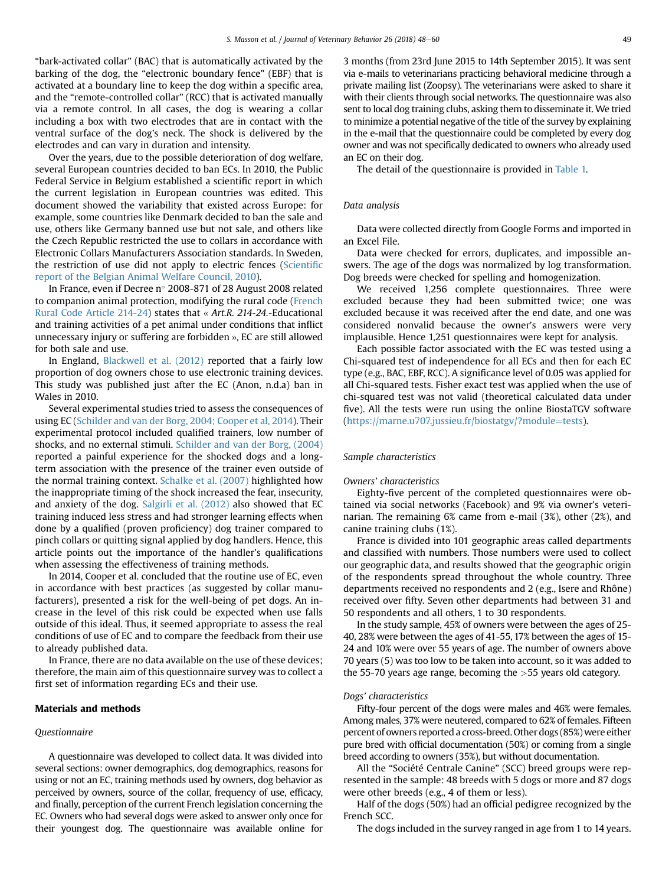"bark-activated collar" (BAC) that is automatically activated by the barking of the dog, the "electronic boundary fence" (EBF) that is activated at a boundary line to keep the dog within a specific area, and the "remote-controlled collar" (RCC) that is activated manually via a remote control. In all cases, the dog is wearing a collar including a box with two electrodes that are in contact with the ventral surface of the dog's neck. The shock is delivered by the electrodes and can vary in duration and intensity.

Over the years, due to the possible deterioration of dog welfare, several European countries decided to ban ECs. In 2010, the Public Federal Service in Belgium established a scientific report in which the current legislation in European countries was edited. This document showed the variability that existed across Europe: for example, some countries like Denmark decided to ban the sale and use, others like Germany banned use but not sale, and others like the Czech Republic restricted the use to collars in accordance with Electronic Collars Manufacturers Association standards. In Sweden, the restriction of use did not apply to electric fences (Scientific report of the Belgian Animal Welfare Council, 2010).

In France, even if Decree n° 2008-871 of 28 August 2008 related to companion animal protection, modifying the rural code (French Rural Code Article 214-24) states that « *Art.R. 214-24.*-Educational and training activities of a pet animal under conditions that inflict unnecessary injury or suffering are forbidden », EC are still allowed for both sale and use.

In England, Blackwell et al. (2012) reported that a fairly low proportion of dog owners chose to use electronic training devices. This study was published just after the EC (Anon, n.d.a) ban in Wales in 2010.

Several experimental studies tried to assess the consequences of using EC (Schilder and van der Borg, 2004; Cooper et al, 2014). Their experimental protocol included qualified trainers, low number of shocks, and no external stimuli. Schilder and van der Borg, (2004) reported a painful experience for the shocked dogs and a long-term association with the presence of the trainer even outside of the normal training context. Schalke et al. (2007) highlighted how the inappropriate timing of the shock increased the fear, insecurity, and anxiety of the dog. Salgirli et al. (2012) also showed that EC training induced less stress and had stronger learning effects when done by a qualified (proven proficiency) dog trainer compared to pinch collars or quitting signal applied by dog handlers. Hence, this article points out the importance of the handler's qualifications when assessing the effectiveness of training methods.

In 2014, Cooper et al. concluded that the routine use of EC, even in accordance with best practices (as suggested by collar manufacturers), presented a risk for the well-being of pet dogs. An increase in the level of this risk could be expected when use falls outside of this ideal. Thus, it seemed appropriate to assess the real conditions of use of EC and to compare the feedback from their use to already published data.

In France, there are no data available on the use of these devices; therefore, the main aim of this questionnaire survey was to collect a first set of information regarding ECs and their use.

## Materials and methods

### Questionnaire

A questionnaire was developed to collect data. It was divided into several sections: owner demographics, dog demographics, reasons for using or not an EC, training methods used by owners, dog behavior as perceived by owners, source of the collar, frequency of use, efficacy, and finally, perception of the current French legislation concerning the EC. Owners who had several dogs were asked to answer only once for their youngest dog. The questionnaire was available online for 3 months (from 23rd June 2015 to 14th September 2015). It was sent via e-mails to veterinarians practicing behavioral medicine through a private mailing list (Zoopsy). The veterinarians were asked to share it with their clients through social networks. The questionnaire was also sent to local dog training clubs, asking them to disseminate it. We tried to minimize a potential negative of the title of the survey by explaining in the e-mail that the questionnaire could be completed by every dog owner and was not specifically dedicated to owners who already used an EC on their dog.

The detail of the questionnaire is provided in Table 1.

### Data analysis

Data were collected directly from Google Forms and imported in an Excel File.

Data were checked for errors, duplicates, and impossible answers. The age of the dogs was normalized by log transformation. Dog breeds were checked for spelling and homogenization.

We received 1,256 complete questionnaires. Three were excluded because they had been submitted twice; one was excluded because it was received after the end date, and one was considered nonvalid because the owner's answers were very implausible. Hence 1,251 questionnaires were kept for analysis.

Each possible factor associated with the EC was tested using a Chi-squared test of independence for all ECs and then for each EC type (e.g., BAC, EBF, RCC). A significance level of 0.05 was applied for all Chi-squared tests. Fisher exact test was applied when the use of chi-squared test was not valid (theoretical calculated data under five). All the tests were run using the online BiostaTGV software (https://marne.u707.jussieu.fr/biostatgv/?module=tests).

### Sample characteristics

#### Owners' characteristics

Eighty-five percent of the completed questionnaires were obtained via social networks (Facebook) and 9% via owner's veterinarian. The remaining 6% came from e-mail (3%), other (2%), and canine training clubs (1%).

France is divided into 101 geographic areas called departments and classified with numbers. Those numbers were used to collect our geographic data, and results showed that the geographic origin of the respondents spread throughout the whole country. Three departments received no respondents and 2 (e.g., Isere and Rhône) received over fifty. Seven other departments had between 31 and 50 respondents and all others, 1 to 30 respondents.

In the study sample, 45% of owners were between the ages of 25-40, 28% were between the ages of 41-55, 17% between the ages of 15-24 and 10% were over 55 years of age. The number of owners above 70 years (5) was too low to be taken into account, so it was added to the 55-70 years age range, becoming the >55 years old category.

#### Dogs' characteristics

Fifty-four percent of the dogs were males and 46% were females. Among males, 37% were neutered, compared to 62% of females. Fifteen percent of owners reported a cross-breed. Other dogs (85%) were either pure bred with official documentation (50%) or coming from a single breed according to owners (35%), but without documentation.

All the "Société Centrale Canine" (SCC) breed groups were represented in the sample: 48 breeds with 5 dogs or more and 87 dogs were other breeds (e.g., 4 of them or less).

Half of the dogs (50%) had an official pedigree recognized by the French SCC.

The dogs included in the survey ranged in age from 1 to 14 years.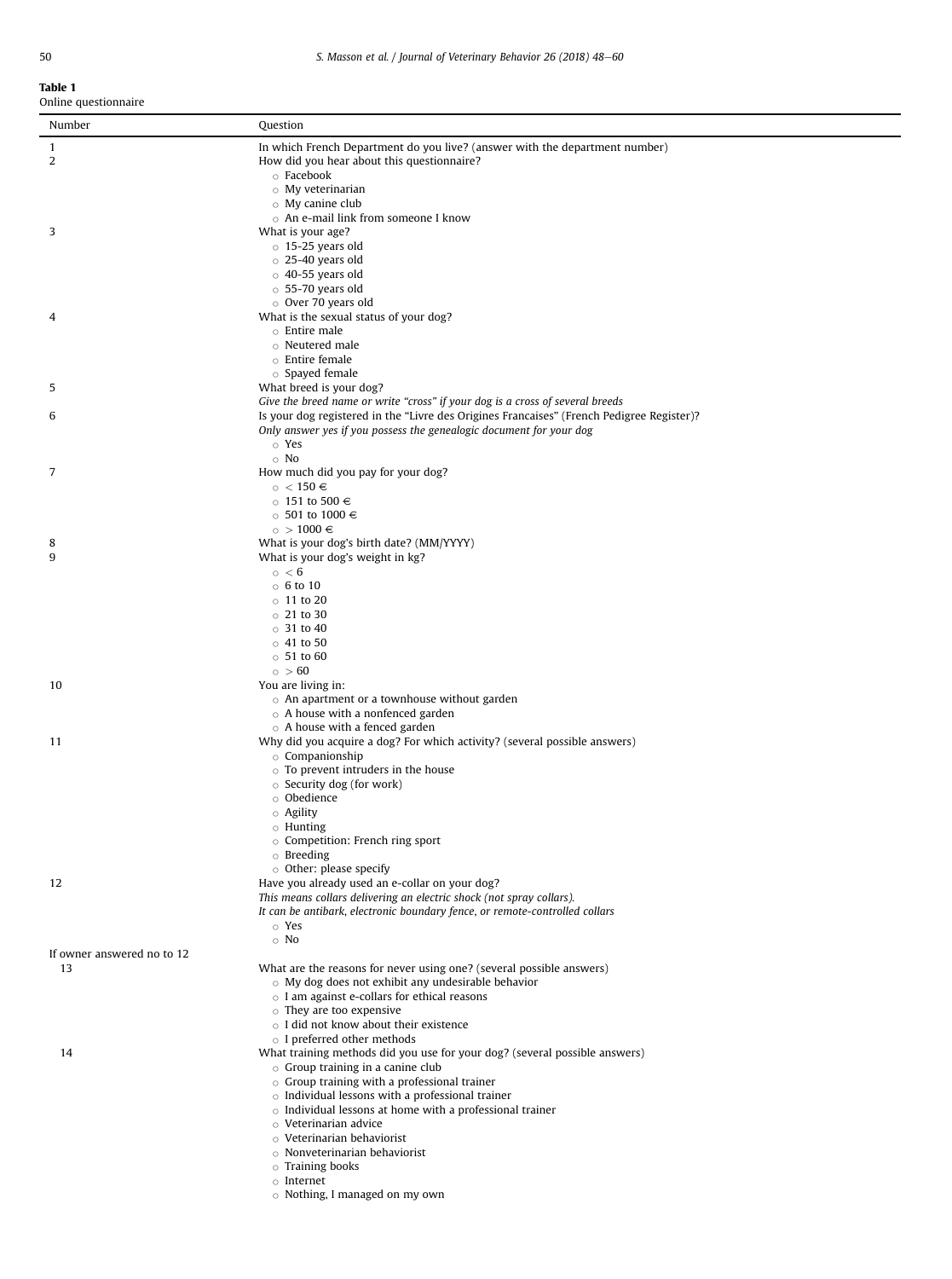**Table 1**
Online questionnaire

| Number | Question |
|---|---|
| 1 | In which French Department do you live? (answer with the department number) |
| 2 | How did you hear about this questionnaire?<br>○ Facebook<br>○ My veterinarian<br>○ My canine club<br>○ An e-mail link from someone I know |
| 3 | What is your age?<br>○ 15-25 years old<br>○ 25-40 years old<br>○ 40-55 years old<br>○ 55-70 years old<br>○ Over 70 years old |
| 4 | What is the sexual status of your dog?<br>○ Entire male<br>○ Neutered male<br>○ Entire female<br>○ Spayed female |
| 5 | What breed is your dog?<br>*Give the breed name or write "cross" if your dog is a cross of several breeds* |
| 6 | Is your dog registered in the "Livre des Origines Francaises" (French Pedigree Register)?<br>*Only answer yes if you possess the genealogic document for your dog*<br>○ Yes<br>○ No |
| 7 | How much did you pay for your dog?<br>○ < 150 €<br>○ 151 to 500 €<br>○ 501 to 1000 €<br>○ > 1000 € |
| 8 | What is your dog's birth date? (MM/YYYY) |
| 9 | What is your dog's weight in kg?<br>○ < 6<br>○ 6 to 10<br>○ 11 to 20<br>○ 21 to 30<br>○ 31 to 40<br>○ 41 to 50<br>○ 51 to 60<br>○ > 60 |
| 10 | You are living in:<br>○ An apartment or a townhouse without garden<br>○ A house with a nonfenced garden<br>○ A house with a fenced garden |
| 11 | Why did you acquire a dog? For which activity? (several possible answers)<br>○ Companionship<br>○ To prevent intruders in the house<br>○ Security dog (for work)<br>○ Obedience<br>○ Agility<br>○ Hunting<br>○ Competition: French ring sport<br>○ Breeding<br>○ Other: please specify |
| 12 | Have you already used an e-collar on your dog?<br>*This means collars delivering an electric shock (not spray collars).*<br>*It can be antibark, electronic boundary fence, or remote-controlled collars*<br>○ Yes<br>○ No |
| If owner answered no to 12 | |
| 13 | What are the reasons for never using one? (several possible answers)<br>○ My dog does not exhibit any undesirable behavior<br>○ I am against e-collars for ethical reasons<br>○ They are too expensive<br>○ I did not know about their existence<br>○ I preferred other methods |
| 14 | What training methods did you use for your dog? (several possible answers)<br>○ Group training in a canine club<br>○ Group training with a professional trainer<br>○ Individual lessons with a professional trainer<br>○ Individual lessons at home with a professional trainer<br>○ Veterinarian advice<br>○ Veterinarian behaviorist<br>○ Nonveterinarian behaviorist<br>○ Training books<br>○ Internet<br>○ Nothing, I managed on my own |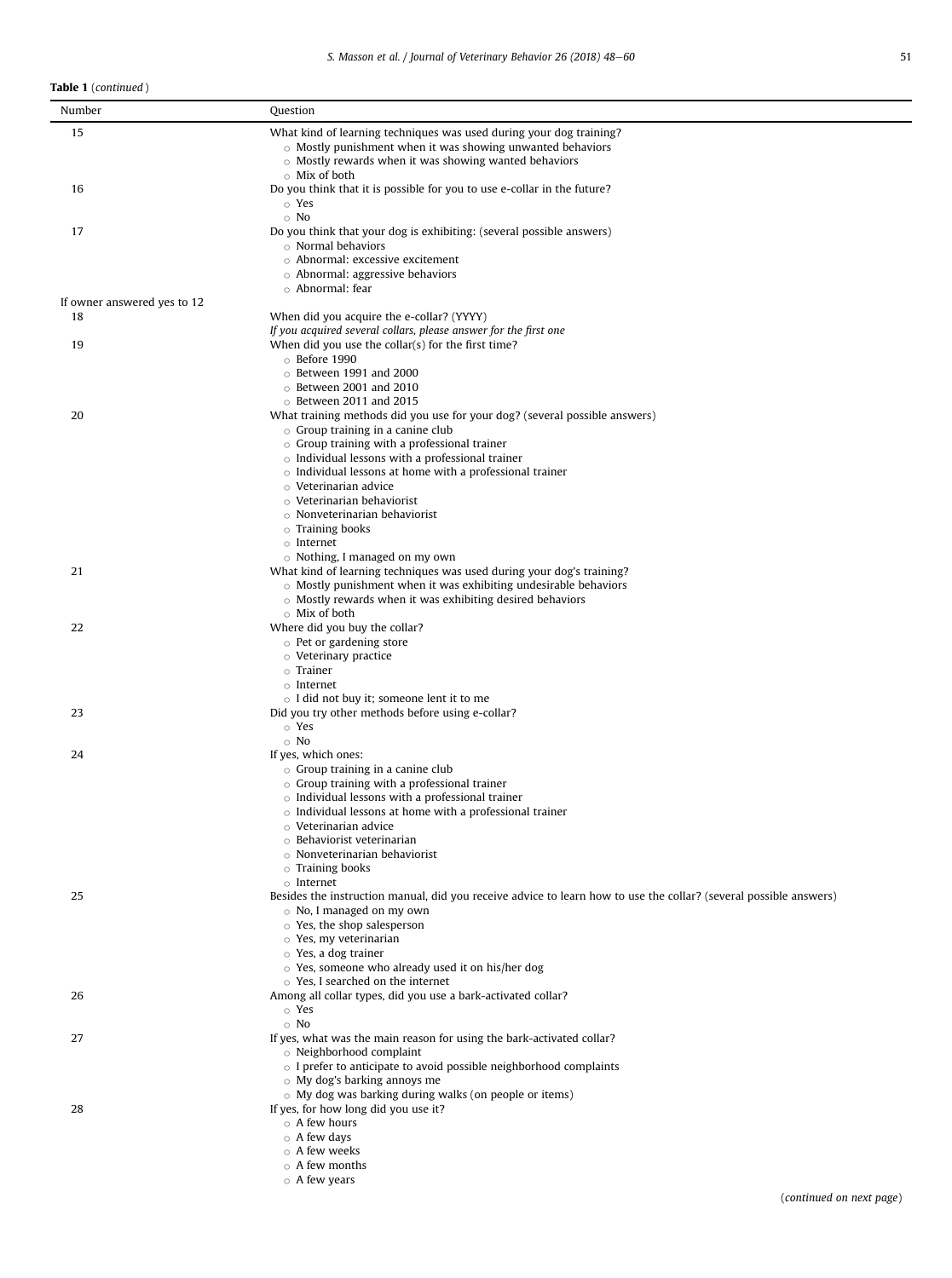**Table 1** (*continued*)

| Number | Question |
|---|---|
| 15 | What kind of learning techniques was used during your dog training?<br>○ Mostly punishment when it was showing unwanted behaviors<br>○ Mostly rewards when it was showing wanted behaviors<br>○ Mix of both |
| 16 | Do you think that it is possible for you to use e-collar in the future?<br>○ Yes<br>○ No |
| 17 | Do you think that your dog is exhibiting: (several possible answers)<br>○ Normal behaviors<br>○ Abnormal: excessive excitement<br>○ Abnormal: aggressive behaviors<br>○ Abnormal: fear |
| If owner answered yes to 12 | |
| 18 | When did you acquire the e-collar? (YYYY)<br>*If you acquired several collars, please answer for the first one* |
| 19 | When did you use the collar(s) for the first time?<br>○ Before 1990<br>○ Between 1991 and 2000<br>○ Between 2001 and 2010<br>○ Between 2011 and 2015 |
| 20 | What training methods did you use for your dog? (several possible answers)<br>○ Group training in a canine club<br>○ Group training with a professional trainer<br>○ Individual lessons with a professional trainer<br>○ Individual lessons at home with a professional trainer<br>○ Veterinarian advice<br>○ Veterinarian behaviorist<br>○ Nonveterinarian behaviorist<br>○ Training books<br>○ Internet<br>○ Nothing, I managed on my own |
| 21 | What kind of learning techniques was used during your dog's training?<br>○ Mostly punishment when it was exhibiting undesirable behaviors<br>○ Mostly rewards when it was exhibiting desired behaviors<br>○ Mix of both |
| 22 | Where did you buy the collar?<br>○ Pet or gardening store<br>○ Veterinary practice<br>○ Trainer<br>○ Internet<br>○ I did not buy it; someone lent it to me |
| 23 | Did you try other methods before using e-collar?<br>○ Yes<br>○ No |
| 24 | If yes, which ones:<br>○ Group training in a canine club<br>○ Group training with a professional trainer<br>○ Individual lessons with a professional trainer<br>○ Individual lessons at home with a professional trainer<br>○ Veterinarian advice<br>○ Behaviorist veterinarian<br>○ Nonveterinarian behaviorist<br>○ Training books<br>○ Internet |
| 25 | Besides the instruction manual, did you receive advice to learn how to use the collar? (several possible answers)<br>○ No, I managed on my own<br>○ Yes, the shop salesperson<br>○ Yes, my veterinarian<br>○ Yes, a dog trainer<br>○ Yes, someone who already used it on his/her dog<br>○ Yes, I searched on the internet |
| 26 | Among all collar types, did you use a bark-activated collar?<br>○ Yes<br>○ No |
| 27 | If yes, what was the main reason for using the bark-activated collar?<br>○ Neighborhood complaint<br>○ I prefer to anticipate to avoid possible neighborhood complaints<br>○ My dog's barking annoys me<br>○ My dog was barking during walks (on people or items) |
| 28 | If yes, for how long did you use it?<br>○ A few hours<br>○ A few days<br>○ A few weeks<br>○ A few months<br>○ A few years |

(*continued on next page*)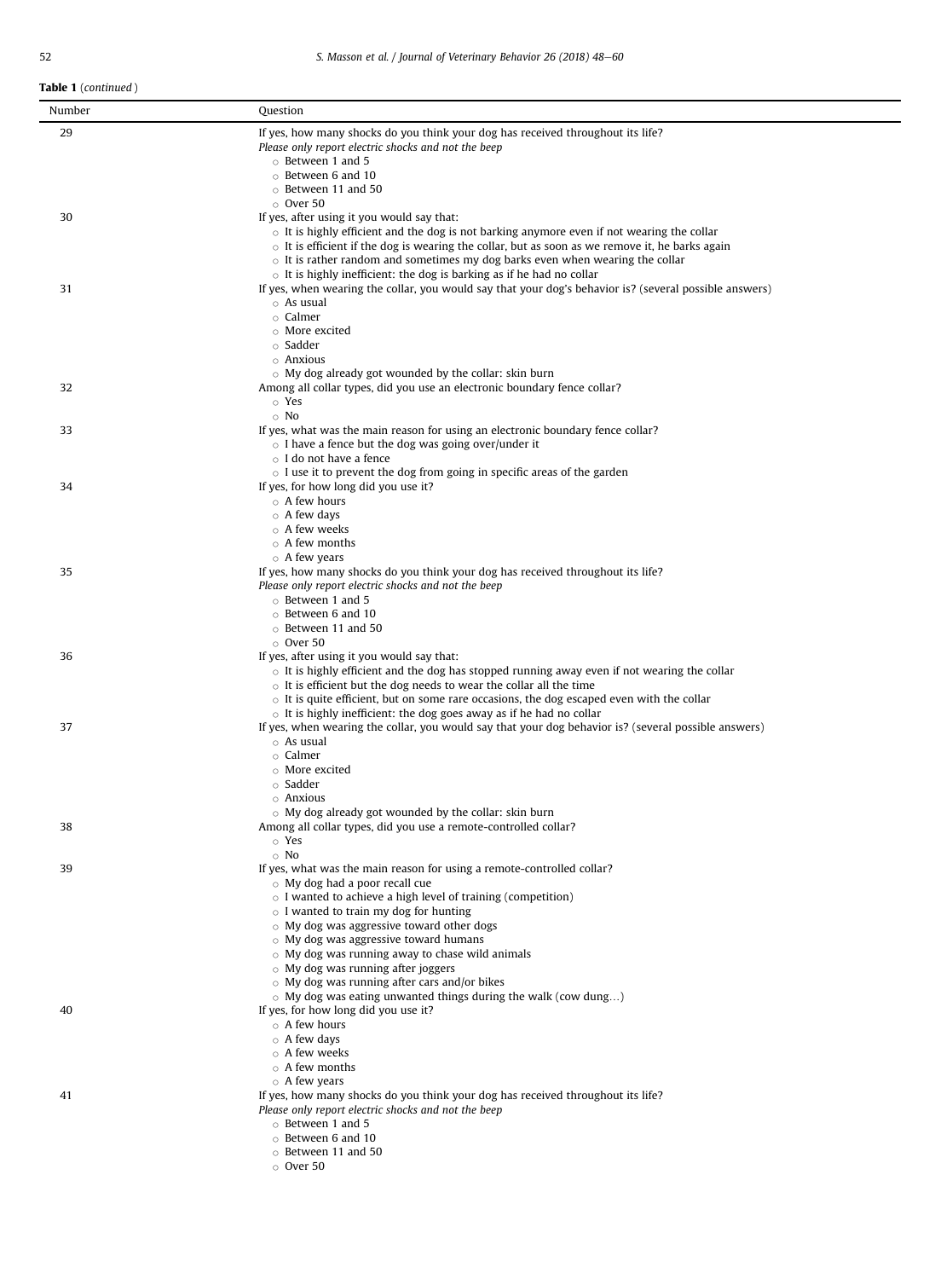**Table 1** (*continued*)

| Number | Question |
|---|---|
| 29 | If yes, how many shocks do you think your dog has received throughout its life?<br>*Please only report electric shocks and not the beep*<br>○ Between 1 and 5<br>○ Between 6 and 10<br>○ Between 11 and 50<br>○ Over 50 |
| 30 | If yes, after using it you would say that:<br>○ It is highly efficient and the dog is not barking anymore even if not wearing the collar<br>○ It is efficient if the dog is wearing the collar, but as soon as we remove it, he barks again<br>○ It is rather random and sometimes my dog barks even when wearing the collar<br>○ It is highly inefficient: the dog is barking as if he had no collar |
| 31 | If yes, when wearing the collar, you would say that your dog's behavior is? (several possible answers)<br>○ As usual<br>○ Calmer<br>○ More excited<br>○ Sadder<br>○ Anxious<br>○ My dog already got wounded by the collar: skin burn |
| 32 | Among all collar types, did you use an electronic boundary fence collar?<br>○ Yes<br>○ No |
| 33 | If yes, what was the main reason for using an electronic boundary fence collar?<br>○ I have a fence but the dog was going over/under it<br>○ I do not have a fence<br>○ I use it to prevent the dog from going in specific areas of the garden |
| 34 | If yes, for how long did you use it?<br>○ A few hours<br>○ A few days<br>○ A few weeks<br>○ A few months<br>○ A few years |
| 35 | If yes, how many shocks do you think your dog has received throughout its life?<br>*Please only report electric shocks and not the beep*<br>○ Between 1 and 5<br>○ Between 6 and 10<br>○ Between 11 and 50<br>○ Over 50 |
| 36 | If yes, after using it you would say that:<br>○ It is highly efficient and the dog has stopped running away even if not wearing the collar<br>○ It is efficient but the dog needs to wear the collar all the time<br>○ It is quite efficient, but on some rare occasions, the dog escaped even with the collar<br>○ It is highly inefficient: the dog goes away as if he had no collar |
| 37 | If yes, when wearing the collar, you would say that your dog behavior is? (several possible answers)<br>○ As usual<br>○ Calmer<br>○ More excited<br>○ Sadder<br>○ Anxious<br>○ My dog already got wounded by the collar: skin burn |
| 38 | Among all collar types, did you use a remote-controlled collar?<br>○ Yes<br>○ No |
| 39 | If yes, what was the main reason for using a remote-controlled collar?<br>○ My dog had a poor recall cue<br>○ I wanted to achieve a high level of training (competition)<br>○ I wanted to train my dog for hunting<br>○ My dog was aggressive toward other dogs<br>○ My dog was aggressive toward humans<br>○ My dog was running away to chase wild animals<br>○ My dog was running after joggers<br>○ My dog was running after cars and/or bikes<br>○ My dog was eating unwanted things during the walk (cow dung…) |
| 40 | If yes, for how long did you use it?<br>○ A few hours<br>○ A few days<br>○ A few weeks<br>○ A few months<br>○ A few years |
| 41 | If yes, how many shocks do you think your dog has received throughout its life?<br>*Please only report electric shocks and not the beep*<br>○ Between 1 and 5<br>○ Between 6 and 10<br>○ Between 11 and 50<br>○ Over 50 |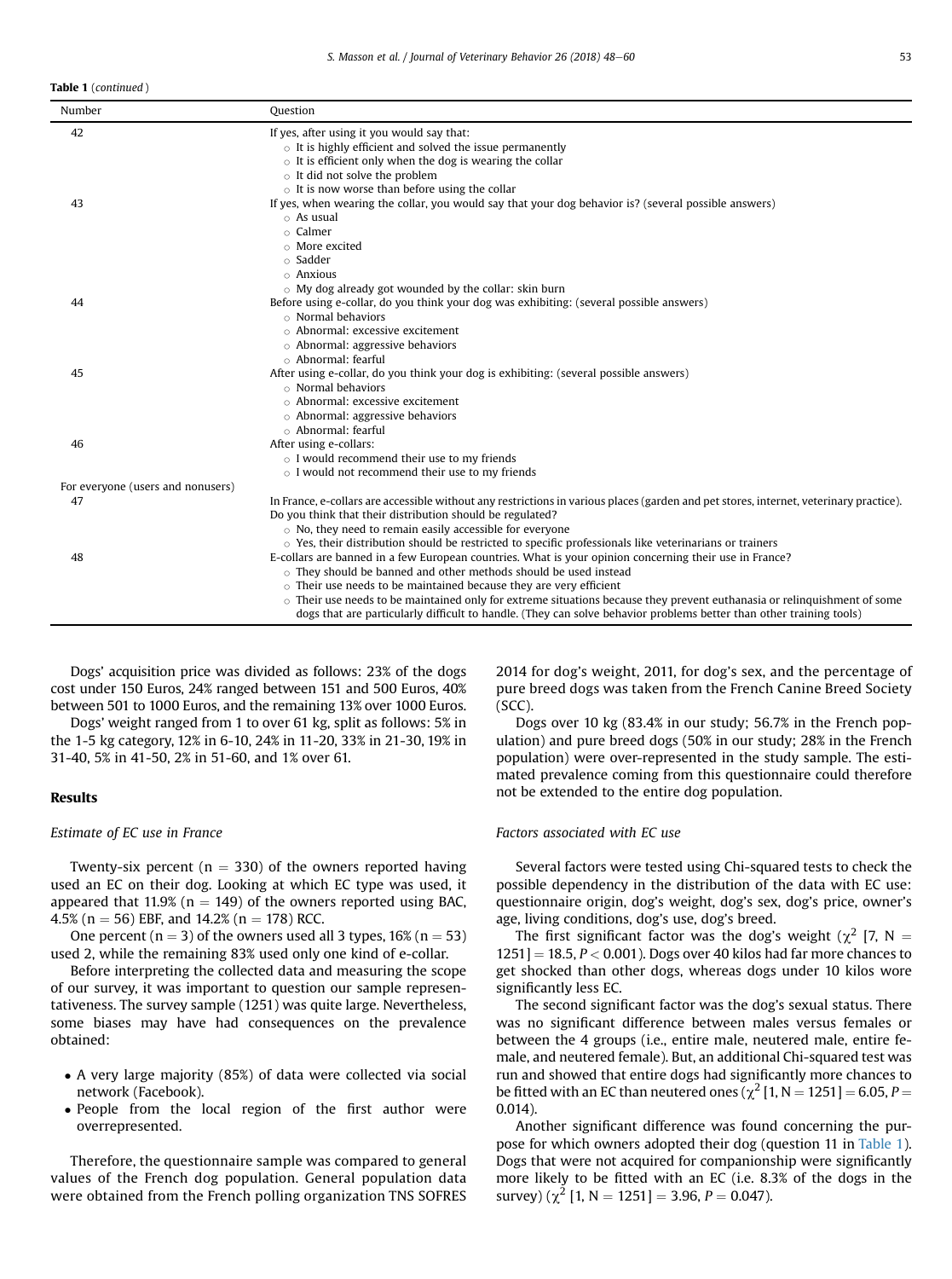**Table 1** (*continued*)

| Number | Question |
| --- | --- |
| 42 | If yes, after using it you would say that:<br>○ It is highly efficient and solved the issue permanently<br>○ It is efficient only when the dog is wearing the collar<br>○ It did not solve the problem<br>○ It is now worse than before using the collar |
| 43 | If yes, when wearing the collar, you would say that your dog behavior is? (several possible answers)<br>○ As usual<br>○ Calmer<br>○ More excited<br>○ Sadder<br>○ Anxious<br>○ My dog already got wounded by the collar: skin burn |
| 44 | Before using e-collar, do you think your dog was exhibiting: (several possible answers)<br>○ Normal behaviors<br>○ Abnormal: excessive excitement<br>○ Abnormal: aggressive behaviors<br>○ Abnormal: fearful |
| 45 | After using e-collar, do you think your dog is exhibiting: (several possible answers)<br>○ Normal behaviors<br>○ Abnormal: excessive excitement<br>○ Abnormal: aggressive behaviors<br>○ Abnormal: fearful |
| 46 | After using e-collars:<br>○ I would recommend their use to my friends<br>○ I would not recommend their use to my friends |
| For everyone (users and nonusers) | |
| 47 | In France, e-collars are accessible without any restrictions in various places (garden and pet stores, internet, veterinary practice). Do you think that their distribution should be regulated?<br>○ No, they need to remain easily accessible for everyone<br>○ Yes, their distribution should be restricted to specific professionals like veterinarians or trainers |
| 48 | E-collars are banned in a few European countries. What is your opinion concerning their use in France?<br>○ They should be banned and other methods should be used instead<br>○ Their use needs to be maintained because they are very efficient<br>○ Their use needs to be maintained only for extreme situations because they prevent euthanasia or relinquishment of some dogs that are particularly difficult to handle. (They can solve behavior problems better than other training tools) |

Dogs' acquisition price was divided as follows: 23% of the dogs cost under 150 Euros, 24% ranged between 151 and 500 Euros, 40% between 501 to 1000 Euros, and the remaining 13% over 1000 Euros.

Dogs' weight ranged from 1 to over 61 kg, split as follows: 5% in the 1-5 kg category, 12% in 6-10, 24% in 11-20, 33% in 21-30, 19% in 31-40, 5% in 41-50, 2% in 51-60, and 1% over 61.

## Results

### Estimate of EC use in France

Twenty-six percent ($n = 330$) of the owners reported having used an EC on their dog. Looking at which EC type was used, it appeared that 11.9% ($n = 149$) of the owners reported using BAC, 4.5% ($n = 56$) EBF, and 14.2% ($n = 178$) RCC.

One percent ($n = 3$) of the owners used all 3 types, 16% ($n = 53$) used 2, while the remaining 83% used only one kind of e-collar.

Before interpreting the collected data and measuring the scope of our survey, it was important to question our sample representativeness. The survey sample (1251) was quite large. Nevertheless, some biases may have had consequences on the prevalence obtained:

- A very large majority (85%) of data were collected via social network (Facebook).
- People from the local region of the first author were overrepresented.

Therefore, the questionnaire sample was compared to general values of the French dog population. General population data were obtained from the French polling organization TNS SOFRES 2014 for dog's weight, 2011, for dog's sex, and the percentage of pure breed dogs was taken from the French Canine Breed Society (SCC).

Dogs over 10 kg (83.4% in our study; 56.7% in the French population) and pure breed dogs (50% in our study; 28% in the French population) were over-represented in the study sample. The estimated prevalence coming from this questionnaire could therefore not be extended to the entire dog population.

### Factors associated with EC use

Several factors were tested using Chi-squared tests to check the possible dependency in the distribution of the data with EC use: questionnaire origin, dog's weight, dog's sex, dog's price, owner's age, living conditions, dog's use, dog's breed.

The first significant factor was the dog's weight ($\chi^2$ [7, N = 1251] = 18.5, $P < 0.001$). Dogs over 40 kilos had far more chances to get shocked than other dogs, whereas dogs under 10 kilos wore significantly less EC.

The second significant factor was the dog's sexual status. There was no significant difference between males versus females or between the 4 groups (i.e., entire male, neutered male, entire female, and neutered female). But, an additional Chi-squared test was run and showed that entire dogs had significantly more chances to be fitted with an EC than neutered ones ($\chi^2$ [1, N = 1251] = 6.05, $P = 0.014$).

Another significant difference was found concerning the purpose for which owners adopted their dog (question 11 in Table 1). Dogs that were not acquired for companionship were significantly more likely to be fitted with an EC (i.e. 8.3% of the dogs in the survey) ($\chi^2$ [1, N = 1251] = 3.96, $P = 0.047$).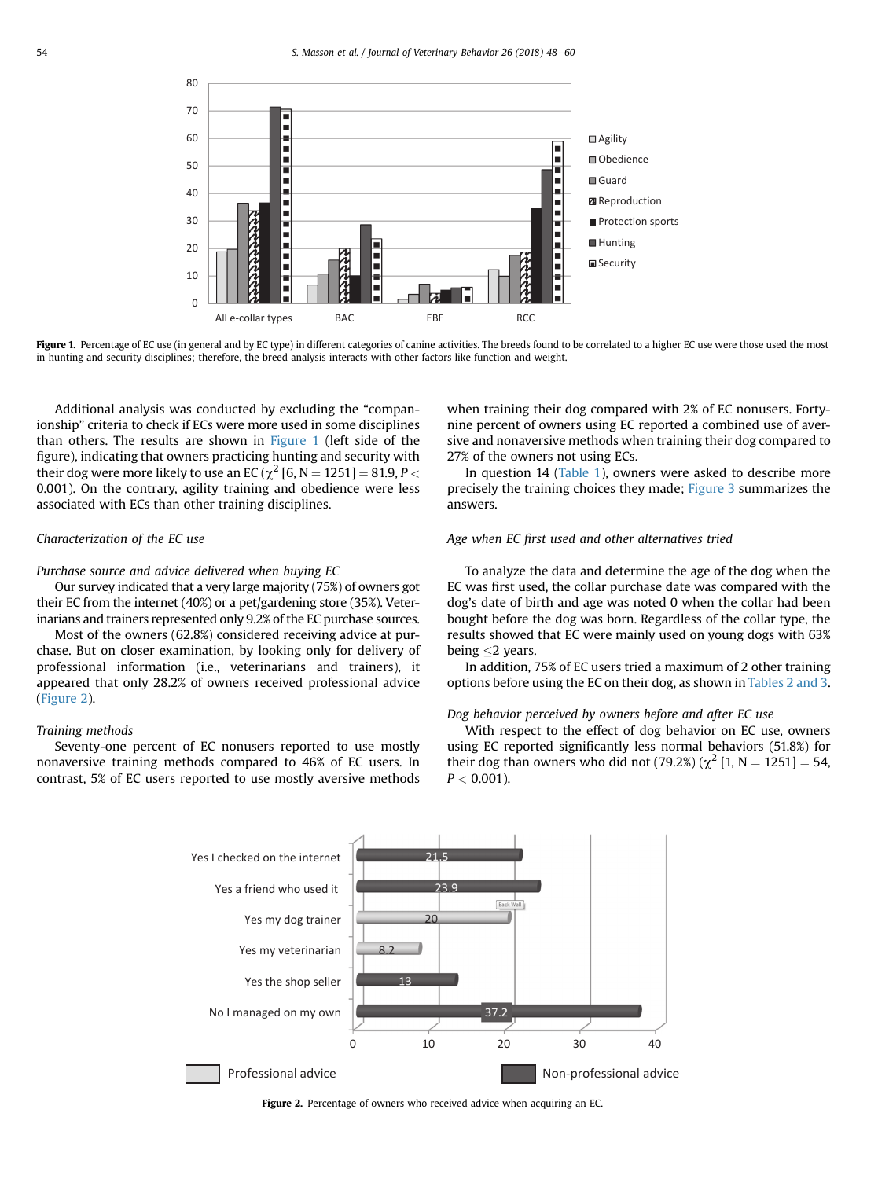Figure 1. Percentage of EC use (in general and by EC type) in different categories of canine activities. The breeds found to be correlated to a higher EC use were those used the most in hunting and security disciplines; therefore, the breed analysis interacts with other factors like function and weight.

Additional analysis was conducted by excluding the "companionship" criteria to check if ECs were more used in some disciplines than others. The results are shown in Figure 1 (left side of the figure), indicating that owners practicing hunting and security with their dog were more likely to use an EC ($\chi^2$ [6, N = 1251] = 81.9, $P < 0.001$). On the contrary, agility training and obedience were less associated with ECs than other training disciplines.

### Characterization of the EC use

#### Purchase source and advice delivered when buying EC

Our survey indicated that a very large majority (75%) of owners got their EC from the internet (40%) or a pet/gardening store (35%). Veterinarians and trainers represented only 9.2% of the EC purchase sources.

Most of the owners (62.8%) considered receiving advice at purchase. But on closer examination, by looking only for delivery of professional information (i.e., veterinarians and trainers), it appeared that only 28.2% of owners received professional advice (Figure 2).

#### Training methods

Seventy-one percent of EC nonusers reported to use mostly nonaversive training methods compared to 46% of EC users. In contrast, 5% of EC users reported to use mostly aversive methods when training their dog compared with 2% of EC nonusers. Forty-nine percent of owners using EC reported a combined use of aversive and nonaversive methods when training their dog compared to 27% of the owners not using ECs.

In question 14 (Table 1), owners were asked to describe more precisely the training choices they made; Figure 3 summarizes the answers.

#### Age when EC first used and other alternatives tried

To analyze the data and determine the age of the dog when the EC was first used, the collar purchase date was compared with the dog's date of birth and age was noted 0 when the collar had been bought before the dog was born. Regardless of the collar type, the results showed that EC were mainly used on young dogs with 63% being $\leq$2 years.

In addition, 75% of EC users tried a maximum of 2 other training options before using the EC on their dog, as shown in Tables 2 and 3.

#### Dog behavior perceived by owners before and after EC use

With respect to the effect of dog behavior on EC use, owners using EC reported significantly less normal behaviors (51.8%) for their dog than owners who did not (79.2%) ($\chi^2$ [1, N = 1251] = 54, $P < 0.001$).

Figure 2. Percentage of owners who received advice when acquiring an EC.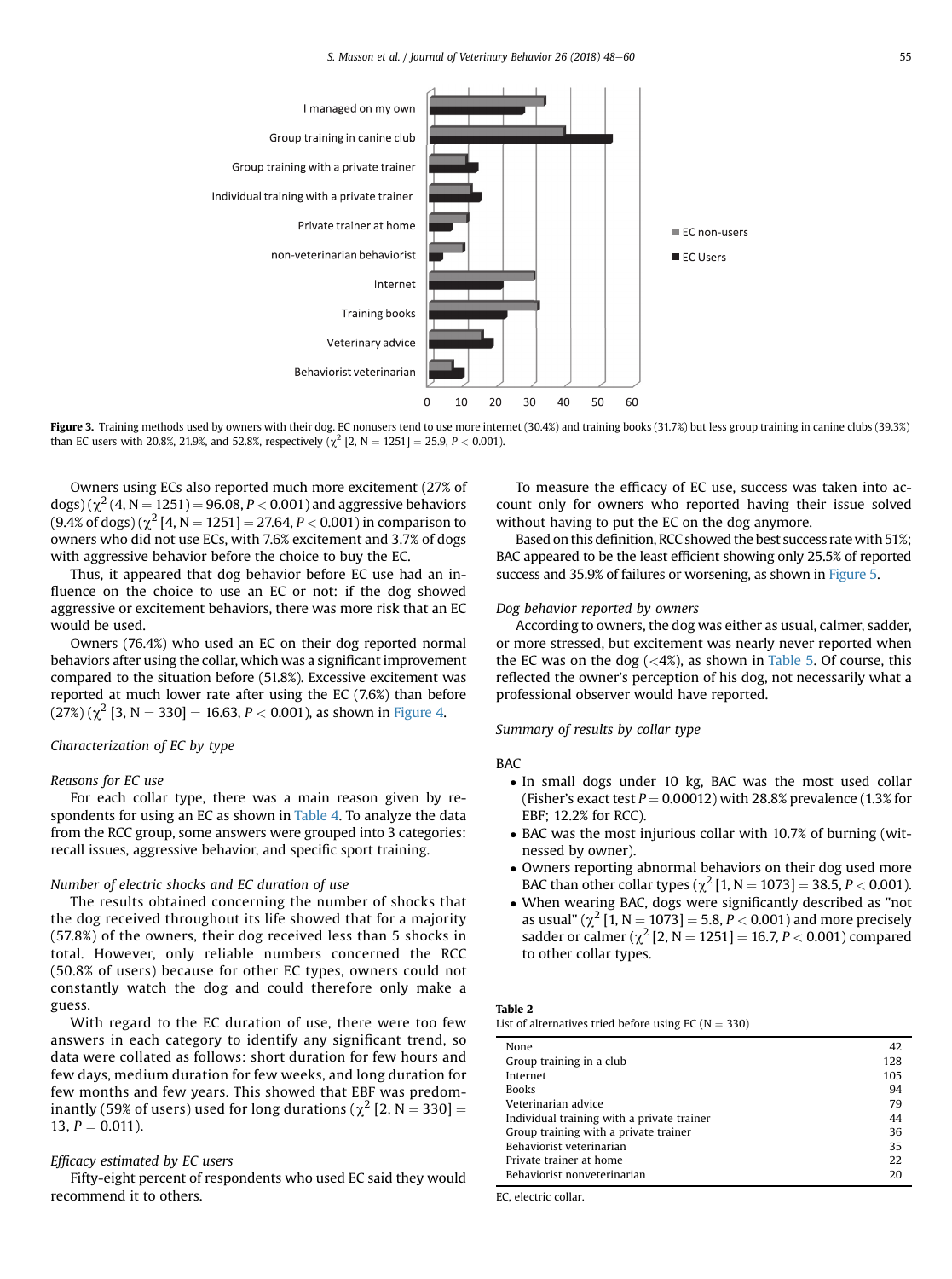**Figure 3.** Training methods used by owners with their dog. EC nonusers tend to use more internet (30.4%) and training books (31.7%) but less group training in canine clubs (39.3%) than EC users with 20.8%, 21.9%, and 52.8%, respectively ($\chi^2$ [2, N = 1251] = 25.9, $P < 0.001$).

Owners using ECs also reported much more excitement (27% of dogs) ($\chi^2$ (4, N = 1251) = 96.08, $P < 0.001$) and aggressive behaviors (9.4% of dogs) ($\chi^2$ [4, N = 1251] = 27.64, $P < 0.001$) in comparison to owners who did not use ECs, with 7.6% excitement and 3.7% of dogs with aggressive behavior before the choice to buy the EC.

Thus, it appeared that dog behavior before EC use had an influence on the choice to use an EC or not: if the dog showed aggressive or excitement behaviors, there was more risk that an EC would be used.

Owners (76.4%) who used an EC on their dog reported normal behaviors after using the collar, which was a significant improvement compared to the situation before (51.8%). Excessive excitement was reported at much lower rate after using the EC (7.6%) than before (27%) ($\chi^2$ [3, N = 330] = 16.63, $P < 0.001$), as shown in Figure 4.

### Characterization of EC by type

#### Reasons for EC use

For each collar type, there was a main reason given by respondents for using an EC as shown in Table 4. To analyze the data from the RCC group, some answers were grouped into 3 categories: recall issues, aggressive behavior, and specific sport training.

#### Number of electric shocks and EC duration of use

The results obtained concerning the number of shocks that the dog received throughout its life showed that for a majority (57.8%) of the owners, their dog received less than 5 shocks in total. However, only reliable numbers concerned the RCC (50.8% of users) because for other EC types, owners could not constantly watch the dog and could therefore only make a guess.

With regard to the EC duration of use, there were too few answers in each category to identify any significant trend, so data were collated as follows: short duration for few hours and few days, medium duration for few weeks, and long duration for few months and few years. This showed that EBF was predominantly (59% of users) used for long durations ($\chi^2$ [2, N = 330] = 13, $P = 0.011$).

#### Efficacy estimated by EC users

Fifty-eight percent of respondents who used EC said they would recommend it to others.

To measure the efficacy of EC use, success was taken into account only for owners who reported having their issue solved without having to put the EC on the dog anymore.

Based on this definition, RCC showed the best success rate with 51%; BAC appeared to be the least efficient showing only 25.5% of reported success and 35.9% of failures or worsening, as shown in Figure 5.

#### Dog behavior reported by owners

According to owners, the dog was either as usual, calmer, sadder, or more stressed, but excitement was nearly never reported when the EC was on the dog (<4%), as shown in Table 5. Of course, this reflected the owner's perception of his dog, not necessarily what a professional observer would have reported.

#### Summary of results by collar type

BAC

- In small dogs under 10 kg, BAC was the most used collar (Fisher's exact test $P = 0.00012$) with 28.8% prevalence (1.3% for EBF; 12.2% for RCC).
- BAC was the most injurious collar with 10.7% of burning (witnessed by owner).
- Owners reporting abnormal behaviors on their dog used more BAC than other collar types ($\chi^2$ [1, N = 1073] = 38.5, $P < 0.001$).
- When wearing BAC, dogs were significantly described as "not as usual" ($\chi^2$ [1, N = 1073] = 5.8, $P < 0.001$) and more precisely sadder or calmer ($\chi^2$ [2, N = 1251] = 16.7, $P < 0.001$) compared to other collar types.

**Table 2**
List of alternatives tried before using EC (N = 330)

| | |
|---|---|
| None | 42 |
| Group training in a club | 128 |
| Internet | 105 |
| Books | 94 |
| Veterinarian advice | 79 |
| Individual training with a private trainer | 44 |
| Group training with a private trainer | 36 |
| Behaviorist veterinarian | 35 |
| Private trainer at home | 22 |
| Behaviorist nonveterinarian | 20 |

EC, electric collar.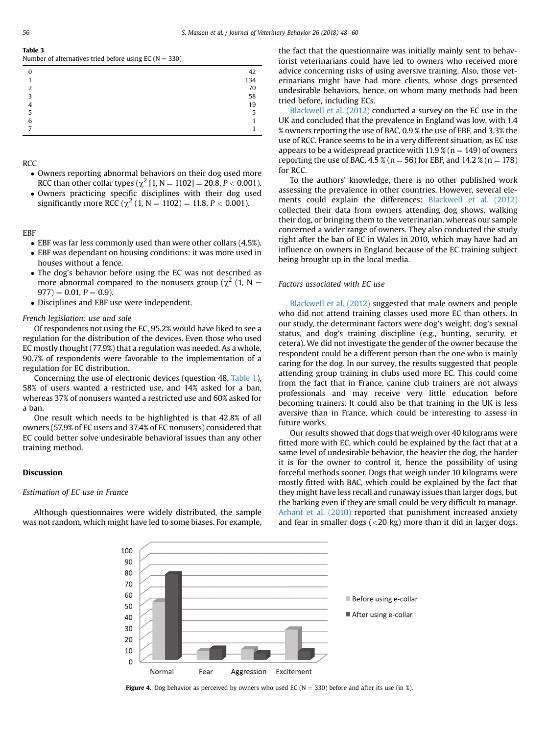**Table 3**
Number of alternatives tried before using EC (N = 330)

| | |
|---|---|
| 0 | 42 |
| 1 | 134 |
| 2 | 70 |
| 3 | 58 |
| 4 | 19 |
| 5 | 5 |
| 6 | 1 |
| 7 | 1 |

RCC

- Owners reporting abnormal behaviors on their dog used more RCC than other collar types ($\chi^2$ [1, N = 1102] = 20.8, $P < 0.001$).
- Owners practicing specific disciplines with their dog used significantly more RCC ($\chi^2$ (1, N = 1102) = 11.8, $P < 0.001$).

EBF

- EBF was far less commonly used than were other collars (4.5%).
- EBF was dependant on housing conditions: it was more used in houses without a fence.
- The dog's behavior before using the EC was not described as more abnormal compared to the nonusers group ($\chi^2$ (1, N = 977) = 0.01, $P = 0.9$).
- Disciplines and EBF use were independent.

*French legislation: use and sale*

Of respondents not using the EC, 95.2% would have liked to see a regulation for the distribution of the devices. Even those who used EC mostly thought (77.9%) that a regulation was needed. As a whole, 90.7% of respondents were favorable to the implementation of a regulation for EC distribution.

Concerning the use of electronic devices (question 48, Table 1), 58% of users wanted a restricted use, and 14% asked for a ban, whereas 37% of nonusers wanted a restricted use and 60% asked for a ban.

One result which needs to be highlighted is that 42.8% of all owners (57.9% of EC users and 37.4% of EC nonusers) considered that EC could better solve undesirable behavioral issues than any other training method.

## Discussion

*Estimation of EC use in France*

Although questionnaires were widely distributed, the sample was not random, which might have led to some biases. For example, the fact that the questionnaire was initially mainly sent to behaviorist veterinarians could have led to owners who received more advice concerning risks of using aversive training. Also, those veterinarians might have had more clients, whose dogs presented undesirable behaviors, hence, on whom many methods had been tried before, including ECs.

Blackwell et al. (2012) conducted a survey on the EC use in the UK and concluded that the prevalence in England was low, with 1.4 % owners reporting the use of BAC, 0.9 % the use of EBF, and 3.3% the use of RCC. France seems to be in a very different situation, as EC use appears to be a widespread practice with 11.9 % (n = 149) of owners reporting the use of BAC, 4.5 % (n = 56) for EBF, and 14.2 % (n = 178) for RCC.

To the authors' knowledge, there is no other published work assessing the prevalence in other countries. However, several elements could explain the differences: Blackwell et al. (2012) collected their data from owners attending dog shows, walking their dog, or bringing them to the veterinarian, whereas our sample concerned a wider range of owners. They also conducted the study right after the ban of EC in Wales in 2010, which may have had an influence on owners in England because of the EC training subject being brought up in the local media.

*Factors associated with EC use*

Blackwell et al. (2012) suggested that male owners and people who did not attend training classes used more EC than others. In our study, the determinant factors were dog's weight, dog's sexual status, and dog's training discipline (e.g., hunting, security, et cetera). We did not investigate the gender of the owner because the respondent could be a different person than the one who is mainly caring for the dog. In our survey, the results suggested that people attending group training in clubs used more EC. This could come from the fact that in France, canine club trainers are not always professionals and may receive very little education before becoming trainers. It could also be that training in the UK is less aversive than in France, which could be interesting to assess in future works.

Our results showed that dogs that weigh over 40 kilograms were fitted more with EC, which could be explained by the fact that at a same level of undesirable behavior, the heavier the dog, the harder it is for the owner to control it, hence the possibility of using forceful methods sooner. Dogs that weigh under 10 kilograms were mostly fitted with BAC, which could be explained by the fact that they might have less recall and runaway issues than larger dogs, but the barking even if they are small could be very difficult to manage. Arhant et al. (2010) reported that punishment increased anxiety and fear in smaller dogs (<20 kg) more than it did in larger dogs.

100
90
80
70
60
50
40
30
20
10
0
Normal
Fear
Aggression
Excitement
Before using e-collar
After using e-collar

**Figure 4.** Dog behavior as perceived by owners who used EC (N = 330) before and after its use (in %).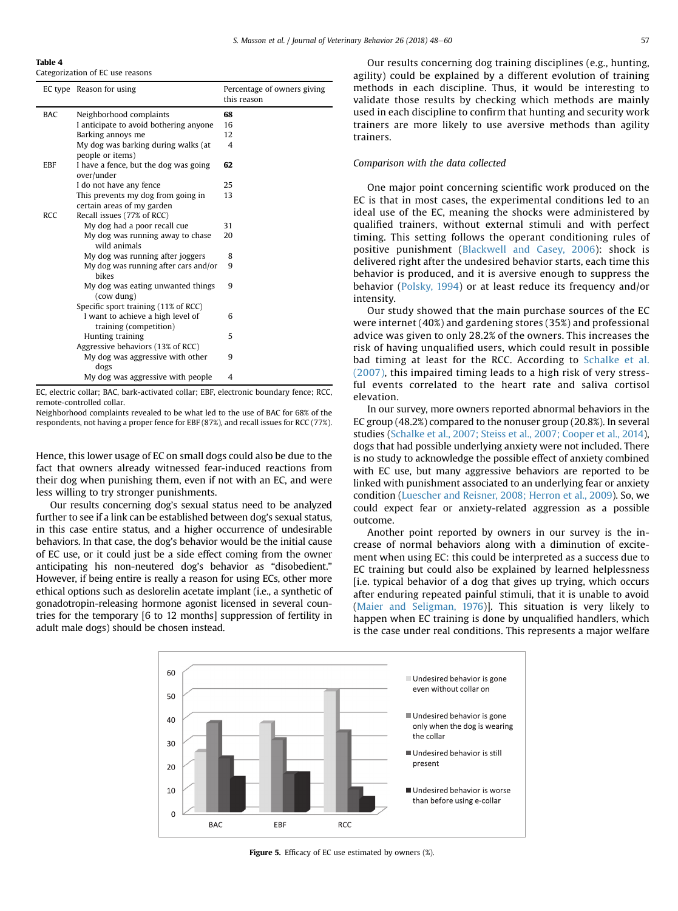**Table 4**
Categorization of EC use reasons

| EC type | Reason for using | Percentage of owners giving this reason |
|---|---|---|
| BAC | Neighborhood complaints | **68** |
| | I anticipate to avoid bothering anyone | 16 |
| | Barking annoys me | 12 |
| | My dog was barking during walks (at people or items) | 4 |
| EBF | I have a fence, but the dog was going over/under | **62** |
| | I do not have any fence | 25 |
| | This prevents my dog from going in certain areas of my garden | 13 |
| RCC | Recall issues (77% of RCC) | |
| | My dog had a poor recall cue | 31 |
| | My dog was running away to chase wild animals | 20 |
| | My dog was running after joggers | 8 |
| | My dog was running after cars and/or bikes | 9 |
| | My dog was eating unwanted things (cow dung) | 9 |
| | Specific sport training (11% of RCC) | |
| | I want to achieve a high level of training (competition) | 6 |
| | Hunting training | 5 |
| | Aggressive behaviors (13% of RCC) | |
| | My dog was aggressive with other dogs | 9 |
| | My dog was aggressive with people | 4 |

EC, electric collar; BAC, bark-activated collar; EBF, electronic boundary fence; RCC, remote-controlled collar.
Neighborhood complaints revealed to be what led to the use of BAC for 68% of the respondents, not having a proper fence for EBF (87%), and recall issues for RCC (77%).

Hence, this lower usage of EC on small dogs could also be due to the fact that owners already witnessed fear-induced reactions from their dog when punishing them, even if not with an EC, and were less willing to try stronger punishments.

Our results concerning dog's sexual status need to be analyzed further to see if a link can be established between dog's sexual status, in this case entire status, and a higher occurrence of undesirable behaviors. In that case, the dog's behavior would be the initial cause of EC use, or it could just be a side effect coming from the owner anticipating his non-neutered dog's behavior as "disobedient." However, if being entire is really a reason for using ECs, other more ethical options such as deslorelin acetate implant (i.e., a synthetic of gonadotropin-releasing hormone agonist licensed in several countries for the temporary [6 to 12 months] suppression of fertility in adult male dogs) should be chosen instead.

Our results concerning dog training disciplines (e.g., hunting, agility) could be explained by a different evolution of training methods in each discipline. Thus, it would be interesting to validate those results by checking which methods are mainly used in each discipline to confirm that hunting and security work trainers are more likely to use aversive methods than agility trainers.

*Comparison with the data collected*

One major point concerning scientific work produced on the EC is that in most cases, the experimental conditions led to an ideal use of the EC, meaning the shocks were administered by qualified trainers, without external stimuli and with perfect timing. This setting follows the operant conditioning rules of positive punishment (Blackwell and Casey, 2006): shock is delivered right after the undesired behavior starts, each time this behavior is produced, and it is aversive enough to suppress the behavior (Polsky, 1994) or at least reduce its frequency and/or intensity.

Our study showed that the main purchase sources of the EC were internet (40%) and gardening stores (35%) and professional advice was given to only 28.2% of the owners. This increases the risk of having unqualified users, which could result in possible bad timing at least for the RCC. According to Schalke et al. (2007), this impaired timing leads to a high risk of very stressful events correlated to the heart rate and saliva cortisol elevation.

In our survey, more owners reported abnormal behaviors in the EC group (48.2%) compared to the nonuser group (20.8%). In several studies (Schalke et al., 2007; Steiss et al., 2007; Cooper et al., 2014), dogs that had possible underlying anxiety were not included. There is no study to acknowledge the possible effect of anxiety combined with EC use, but many aggressive behaviors are reported to be linked with punishment associated to an underlying fear or anxiety condition (Luescher and Reisner, 2008; Herron et al., 2009). So, we could expect fear or anxiety-related aggression as a possible outcome.

Another point reported by owners in our survey is the increase of normal behaviors along with a diminution of excitement when using EC: this could be interpreted as a success due to EC training but could also be explained by learned helplessness [i.e. typical behavior of a dog that gives up trying, which occurs after enduring repeated painful stimuli, that it is unable to avoid (Maier and Seligman, 1976)]. This situation is very likely to happen when EC training is done by unqualified handlers, which is the case under real conditions. This represents a major welfare

**Figure 5.** Efficacy of EC use estimated by owners (%).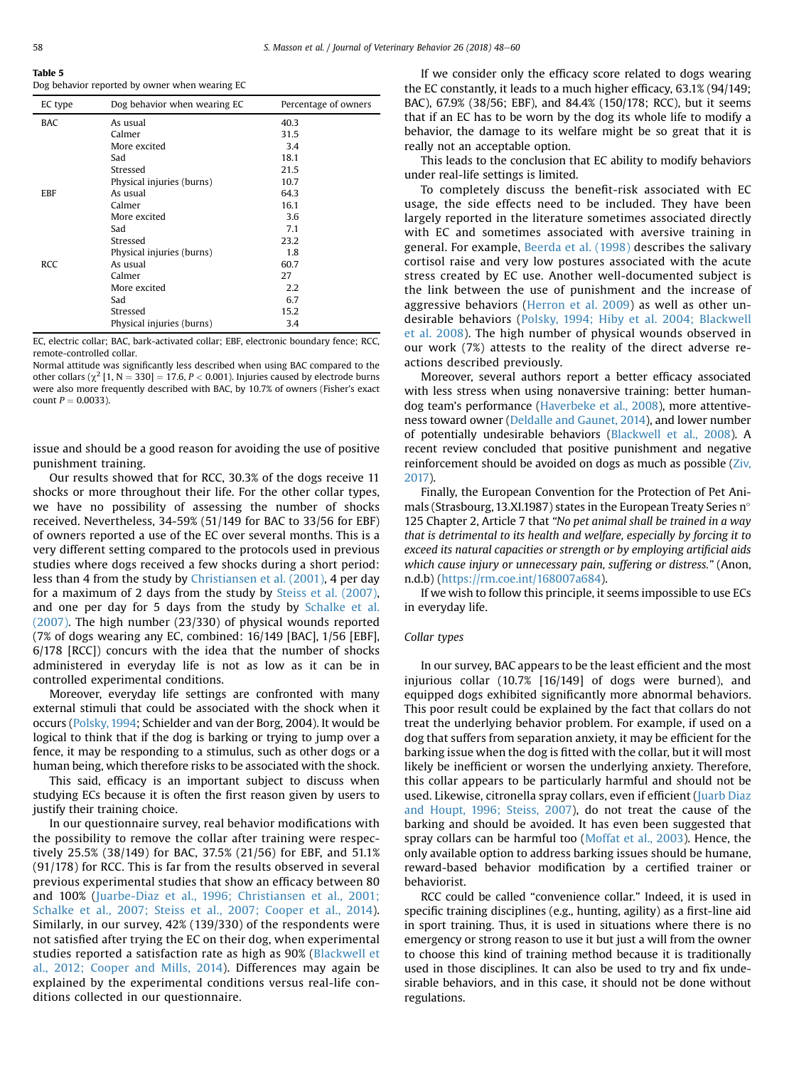**Table 5**
Dog behavior reported by owner when wearing EC

| EC type | Dog behavior when wearing EC | Percentage of owners |
|---|---|---|
| BAC | As usual | 40.3 |
| | Calmer | 31.5 |
| | More excited | 3.4 |
| | Sad | 18.1 |
| | Stressed | 21.5 |
| | Physical injuries (burns) | 10.7 |
| EBF | As usual | 64.3 |
| | Calmer | 16.1 |
| | More excited | 3.6 |
| | Sad | 7.1 |
| | Stressed | 23.2 |
| | Physical injuries (burns) | 1.8 |
| RCC | As usual | 60.7 |
| | Calmer | 27 |
| | More excited | 2.2 |
| | Sad | 6.7 |
| | Stressed | 15.2 |
| | Physical injuries (burns) | 3.4 |

EC, electric collar; BAC, bark-activated collar; EBF, electronic boundary fence; RCC, remote-controlled collar.
Normal attitude was significantly less described when using BAC compared to the other collars ($\chi^2$ [1, N = 330] = 17.6, $P < 0.001$). Injuries caused by electrode burns were also more frequently described with BAC, by 10.7% of owners (Fisher's exact count $P = 0.0033$).

issue and should be a good reason for avoiding the use of positive punishment training.

Our results showed that for RCC, 30.3% of the dogs receive 11 shocks or more throughout their life. For the other collar types, we have no possibility of assessing the number of shocks received. Nevertheless, 34-59% (51/149 for BAC to 33/56 for EBF) of owners reported a use of the EC over several months. This is a very different setting compared to the protocols used in previous studies where dogs received a few shocks during a short period: less than 4 from the study by Christiansen et al. (2001), 4 per day for a maximum of 2 days from the study by Steiss et al. (2007), and one per day for 5 days from the study by Schalke et al. (2007). The high number (23/330) of physical wounds reported (7% of dogs wearing any EC, combined: 16/149 [BAC], 1/56 [EBF], 6/178 [RCC]) concurs with the idea that the number of shocks administered in everyday life is not as low as it can be in controlled experimental conditions.

Moreover, everyday life settings are confronted with many external stimuli that could be associated with the shock when it occurs (Polsky, 1994; Schielder and van der Borg, 2004). It would be logical to think that if the dog is barking or trying to jump over a fence, it may be responding to a stimulus, such as other dogs or a human being, which therefore risks to be associated with the shock.

This said, efficacy is an important subject to discuss when studying ECs because it is often the first reason given by users to justify their training choice.

In our questionnaire survey, real behavior modifications with the possibility to remove the collar after training were respectively 25.5% (38/149) for BAC, 37.5% (21/56) for EBF, and 51.1% (91/178) for RCC. This is far from the results observed in several previous experimental studies that show an efficacy between 80 and 100% (Juarbe-Diaz et al., 1996; Christiansen et al., 2001; Schalke et al., 2007; Steiss et al., 2007; Cooper et al., 2014). Similarly, in our survey, 42% (139/330) of the respondents were not satisfied after trying the EC on their dog, when experimental studies reported a satisfaction rate as high as 90% (Blackwell et al., 2012; Cooper and Mills, 2014). Differences may again be explained by the experimental conditions versus real-life conditions collected in our questionnaire.

If we consider only the efficacy score related to dogs wearing the EC constantly, it leads to a much higher efficacy, 63.1% (94/149; BAC), 67.9% (38/56; EBF), and 84.4% (150/178; RCC), but it seems that if an EC has to be worn by the dog its whole life to modify a behavior, the damage to its welfare might be so great that it is really not an acceptable option.

This leads to the conclusion that EC ability to modify behaviors under real-life settings is limited.

To completely discuss the benefit-risk associated with EC usage, the side effects need to be included. They have been largely reported in the literature sometimes associated directly with EC and sometimes associated with aversive training in general. For example, Beerda et al. (1998) describes the salivary cortisol raise and very low postures associated with the acute stress created by EC use. Another well-documented subject is the link between the use of punishment and the increase of aggressive behaviors (Herron et al. 2009) as well as other undesirable behaviors (Polsky, 1994; Hiby et al. 2004; Blackwell et al. 2008). The high number of physical wounds observed in our work (7%) attests to the reality of the direct adverse reactions described previously.

Moreover, several authors report a better efficacy associated with less stress when using nonaversive training: better human-dog team's performance (Haverbeke et al., 2008), more attentiveness toward owner (Deldalle and Gaunet, 2014), and lower number of potentially undesirable behaviors (Blackwell et al., 2008). A recent review concluded that positive punishment and negative reinforcement should be avoided on dogs as much as possible (Ziv, 2017).

Finally, the European Convention for the Protection of Pet Animals (Strasbourg, 13.XI.1987) states in the European Treaty Series n° 125 Chapter 2, Article 7 that *"No pet animal shall be trained in a way that is detrimental to its health and welfare, especially by forcing it to exceed its natural capacities or strength or by employing artificial aids which cause injury or unnecessary pain, suffering or distress."* (Anon, n.d.b) (https://rm.coe.int/168007a684).

If we wish to follow this principle, it seems impossible to use ECs in everyday life.

*Collar types*

In our survey, BAC appears to be the least efficient and the most injurious collar (10.7% [16/149] of dogs were burned), and equipped dogs exhibited significantly more abnormal behaviors. This poor result could be explained by the fact that collars do not treat the underlying behavior problem. For example, if used on a dog that suffers from separation anxiety, it may be efficient for the barking issue when the dog is fitted with the collar, but it will most likely be inefficient or worsen the underlying anxiety. Therefore, this collar appears to be particularly harmful and should not be used. Likewise, citronella spray collars, even if efficient (Juarb Diaz and Houpt, 1996; Steiss, 2007), do not treat the cause of the barking and should be avoided. It has even been suggested that spray collars can be harmful too (Moffat et al., 2003). Hence, the only available option to address barking issues should be humane, reward-based behavior modification by a certified trainer or behaviorist.

RCC could be called "convenience collar." Indeed, it is used in specific training disciplines (e.g., hunting, agility) as a first-line aid in sport training. Thus, it is used in situations where there is no emergency or strong reason to use it but just a will from the owner to choose this kind of training method because it is traditionally used in those disciplines. It can also be used to try and fix undesirable behaviors, and in this case, it should not be done without regulations.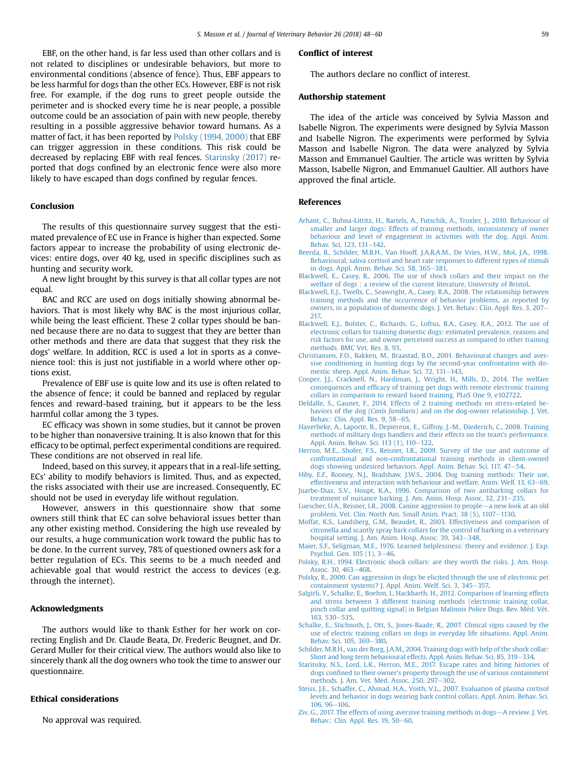EBF, on the other hand, is far less used than other collars and is not related to disciplines or undesirable behaviors, but more to environmental conditions (absence of fence). Thus, EBF appears to be less harmful for dogs than the other ECs. However, EBF is not risk free. For example, if the dog runs to greet people outside the perimeter and is shocked every time he is near people, a possible outcome could be an association of pain with new people, thereby resulting in a possible aggressive behavior toward humans. As a matter of fact, it has been reported by Polsky (1994, 2000) that EBF can trigger aggression in these conditions. This risk could be decreased by replacing EBF with real fences. Starinsky (2017) reported that dogs confined by an electronic fence were also more likely to have escaped than dogs confined by regular fences.

## Conclusion

The results of this questionnaire survey suggest that the estimated prevalence of EC use in France is higher than expected. Some factors appear to increase the probability of using electronic devices: entire dogs, over 40 kg, used in specific disciplines such as hunting and security work.

A new light brought by this survey is that all collar types are not equal.

BAC and RCC are used on dogs initially showing abnormal behaviors. That is most likely why BAC is the most injurious collar, while being the least efficient. These 2 collar types should be banned because there are no data to suggest that they are better than other methods and there are data that suggest that they risk the dogs' welfare. In addition, RCC is used a lot in sports as a convenience tool: this is just not justifiable in a world where other options exist.

Prevalence of EBF use is quite low and its use is often related to the absence of fence; it could be banned and replaced by regular fences and reward-based training, but it appears to be the less harmful collar among the 3 types.

EC efficacy was shown in some studies, but it cannot be proven to be higher than nonaversive training. It is also known that for this efficacy to be optimal, perfect experimental conditions are required. These conditions are not observed in real life.

Indeed, based on this survey, it appears that in a real-life setting, ECs' ability to modify behaviors is limited. Thus, and as expected, the risks associated with their use are increased. Consequently, EC should not be used in everyday life without regulation.

However, answers in this questionnaire show that some owners still think that EC can solve behavioral issues better than any other existing method. Considering the high use revealed by our results, a huge communication work toward the public has to be done. In the current survey, 78% of questioned owners ask for a better regulation of ECs. This seems to be a much needed and achievable goal that would restrict the access to devices (e.g. through the internet).

## Acknowledgments

The authors would like to thank Esther for her work on correcting English and Dr. Claude Beata, Dr. Frederic Beugnet, and Dr. Gerard Muller for their critical view. The authors would also like to sincerely thank all the dog owners who took the time to answer our questionnaire.

## Ethical considerations

No approval was required.

## Conflict of interest

The authors declare no conflict of interest.

## Authorship statement

The idea of the article was conceived by Sylvia Masson and Isabelle Nigron. The experiments were designed by Sylvia Masson and Isabelle Nigron. The experiments were performed by Sylvia Masson and Isabelle Nigron. The data were analyzed by Sylvia Masson and Emmanuel Gaultier. The article was written by Sylvia Masson, Isabelle Nigron, and Emmanuel Gaultier. All authors have approved the final article.

## References

Arhant, C., Bubna-Littitz, H., Bartels, A., Futschik, A., Troxler, J., 2010. Behaviour of smaller and larger dogs: Effects of training methods, inconsistency of owner behaviour and level of engagement in activities with the dog. Appl. Anim. Behav. Sci. 123, 131–142.

Beerda, B., Schilder, M.B.H., Van Hooff, J.A.R.A.M., De Vries, H.W., Mol, J.A., 1998. Behavioural, saliva cortisol and heart rate responses to different types of stimuli in dogs. Appl. Anim. Behav. Sci. 58, 365–381.

Blackwell, E., Casey, R., 2006. The use of shock collars and their impact on the welfare of dogs : a review of the current literature, University of Bristol.

Blackwell, E.J., Twells, C., Seawright, A., Casey, R.A., 2008. The relationship between training methods and the occurrence of behavior problems, as reported by owners, in a population of domestic dogs. J. Vet. Behav.: Clin. Appl. Res. 3, 207–217.

Blackwell, E.J., Bolster, C., Richards, G., Loftus, B.A., Casey, R.A., 2012. The use of electronic collars for training domestic dogs: estimated prevalence, reasons and risk factors for use, and owner perceived success as compared to other training methods. BMC Vet. Res. 8, 93.

Christiansen, F.O., Bakken, M., Braastad, B.O., 2001. Behavioural changes and aversive conditioning in hunting dogs by the second-year confrontation with domestic sheep. Appl. Anim. Behav. Sci. 72, 131–143.

Cooper, J.J., Cracknell, N., Hardiman, J., Wright, H., Mills, D., 2014. The welfare consequences and efficacy of training pet dogs with remote electronic training collars in comparison to reward based training. PLoS One 9, e102722.

Deldalle, S., Gaunet, F., 2014. Effects of 2 training methods on stress-related behaviors of the dog *(Canis familiaris)* and on the dog-owner relationship. J. Vet. Behav.: Clin. Appl. Res. 9, 58–65.

Haverbeke, A., Laporte, B., Depiereux, E., Giffroy, J.-M., Diederich, C., 2008. Training methods of military dogs handlers and their effects on the team's performance. Appl. Anim. Behav. Sci. 113 (1), 110–122.

Herron, M.E., Shofer, F.S., Reisner, I.R., 2009. Survey of the use and outcome of confrontational and non-confrontational training methods in client-owned dogs showing undesired behaviors. Appl. Anim. Behav. Sci. 117, 47–54.

Hiby, E.F., Rooney, N.J., Bradshaw, J.W.S., 2004. Dog training methods: Their use, effectiveness and interaction with behaviour and welfare. Anim. Welf. 13, 63–69.

Juarbe-Diaz, S.V., Houpt, K.A., 1996. Comparison of two antibarking collars for treatment of nuisance barking. J. Am. Anim. Hosp. Assoc. 32, 231–235.

Luescher, U.A., Reisner, I.R., 2008. Canine aggression to people—a new look at an old problem. Vet. Clin. North Am. Small Anim. Pract. 38 (5), 1107–1130.

Moffat, K.S., Landsberg, G.M., Beaudet, R., 2003. Effectiveness and comparison of citronella and scantly spray bark collars for the control of barking in a veterinary hospital setting. J. Am. Anim. Hosp. Assoc. 39, 343–348.

Maier, S.F., Seligman, M.E., 1976. Learned helplessness: theory and evidence. J. Exp. Psychol. Gen. 105 (1), 3–46.

Polsky, R.H., 1994. Electronic shock collars: are they worth the risks. J. Am. Hosp. Assoc. 30, 463–468.

Polsky, R., 2000. Can aggression in dogs be elicited through the use of electronic pet containment systems? J. Appl. Anim. Welf. Sci. 3, 345–357.

Salgirli, Y., Schalke, E., Boehm, I., Hackbarth, H., 2012. Comparison of learning effects and stress between 3 different training methods (electronic training collar, pinch collar and quitting signal) in Belgian Malinois Police Dogs. Rev. Méd. Vét. 163, 530–535.

Schalke, E., Stichnoth, J., Ott, S., Jones-Baade, R., 2007. Clinical signs caused by the use of electric training collars on dogs in everyday life situations. Appl. Anim. Behav. Sci. 105, 369–380.

Schilder, M.B.H., van der Borg, J.A.M., 2004. Training dogs with help of the shock collar: Short and long term behavioural effects. Appl. Anim. Behav. Sci. 85, 319–334.

Starinsky, N.S., Lord, L.K., Herron, M.E., 2017. Escape rates and biting histories of dogs confined to their owner's property through the use of various containment methods. J. Am. Vet. Med. Assoc. 250, 297–302.

Steiss, J.E., Schaffer, C., Ahmad, H.A., Voith, V.L., 2007. Evaluation of plasma cortisol levels and behavior in dogs wearing bark control collars. Appl. Anim. Behav. Sci. 106, 96–106.

Ziv, G., 2017. The effects of using aversive training methods in dogs—A review. J. Vet. Behav.: Clin. Appl. Res. 19, 50–60.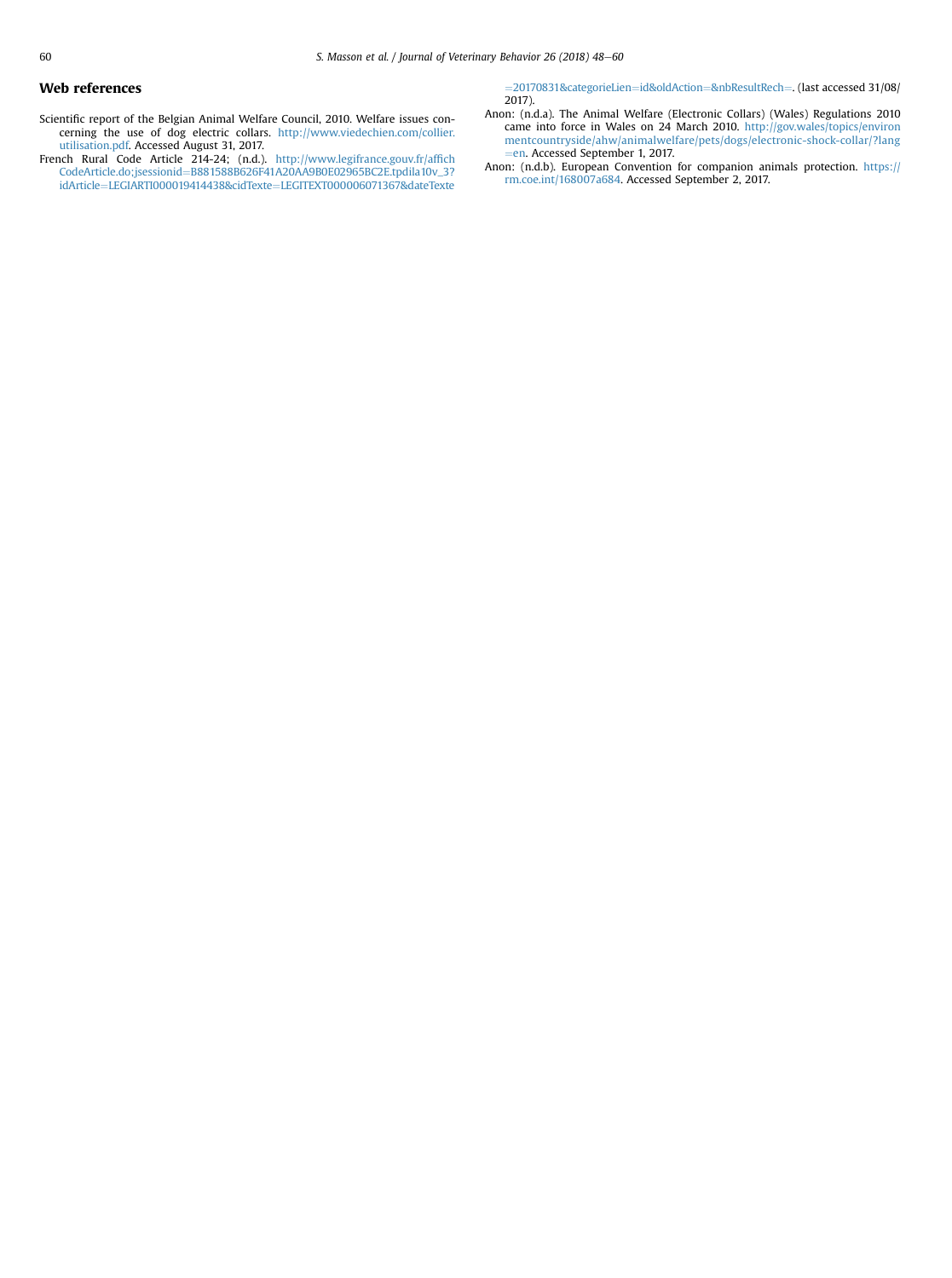## Web references

Scientific report of the Belgian Animal Welfare Council, 2010. Welfare issues concerning the use of dog electric collars. http://www.viedechien.com/collier.utilisation.pdf. Accessed August 31, 2017.

French Rural Code Article 214-24; (n.d.). http://www.legifrance.gouv.fr/affichCodeArticle.do;jsessionid=B881588B626F41A20AA9B0E02965BC2E.tpdila10v_3?idArticle=LEGIARTI000019414438&cidTexte=LEGITEXT000006071367&dateTexte=20170831&categorieLien=id&oldAction=&nbResultRech=. (last accessed 31/08/2017).

Anon: (n.d.a). The Animal Welfare (Electronic Collars) (Wales) Regulations 2010 came into force in Wales on 24 March 2010. http://gov.wales/topics/environmentcountryside/ahw/animalwelfare/pets/dogs/electronic-shock-collar/?lang=en. Accessed September 1, 2017.

Anon: (n.d.b). European Convention for companion animals protection. https://rm.coe.int/168007a684. Accessed September 2, 2017.